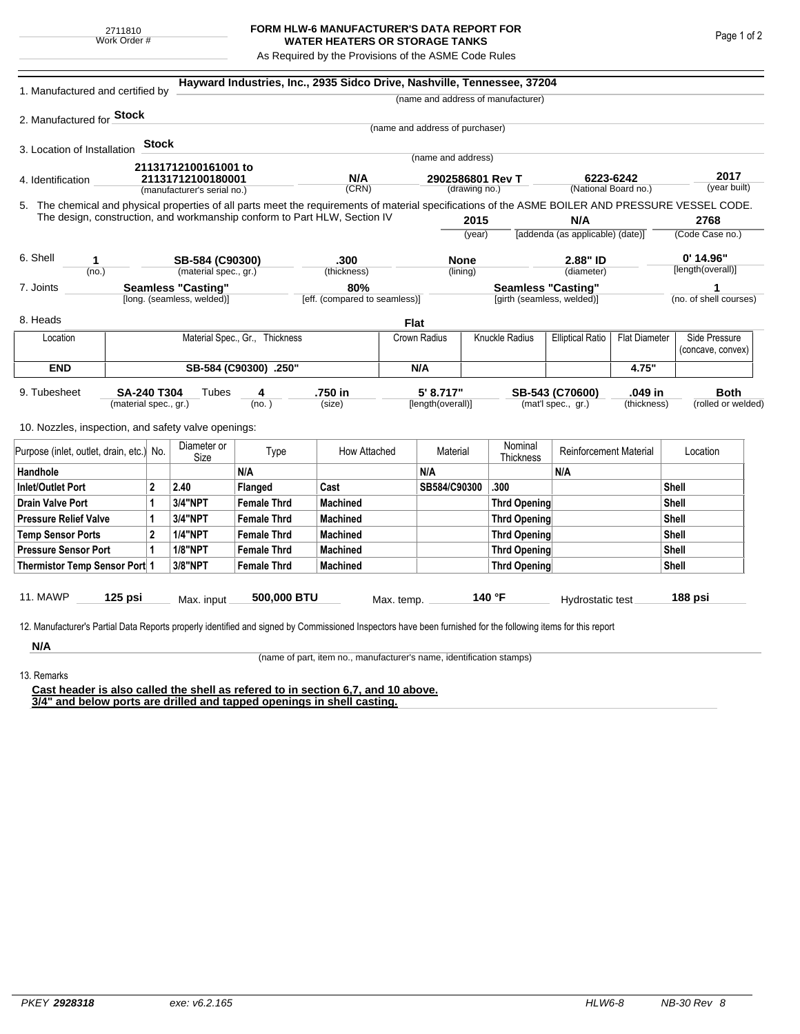2711810
Work Order #

**FORM HLW-6 MANUFACTURER'S DATA REPORT FOR WATER HEATERS OR STORAGE TANKS**

As Required by the Provisions of the ASME Code Rules

1. Manufactured and certified by **Hayward Industries, Inc., 2935 Sidco Drive, Nashville, Tennessee, 37204**
(name and address of manufacturer)

2. Manufactured for **Stock**
(name and address of purchaser)

3. Location of Installation **Stock**
(name and address)

4. Identification **21131712100161001 to 21131712100180001** (manufacturer's serial no.) **N/A** (CRN) **2902586801 Rev T** (drawing no.) **6223-6242** (National Board no.) **2017** (year built)

5. The chemical and physical properties of all parts meet the requirements of material specifications of the ASME BOILER AND PRESSURE VESSEL CODE. The design, construction, and workmanship conform to Part HLW, Section IV **2015** (year) **N/A** [addenda (as applicable) (date)] **2768** (Code Case no.)

6. Shell **1** (no.) **SB-584 (C90300)** (material spec., gr.) **.300** (thickness) **None** (lining) **2.88" ID** (diameter) **0' 14.96"** [length(overall)]

7. Joints **Seamless "Casting"** [long. (seamless, welded)] **80%** [eff. (compared to seamless)] **Seamless "Casting"** [girth (seamless, welded)] **1** (no. of shell courses)

8. Heads **Flat**

| Location | Material Spec., Gr., Thickness | Crown Radius | Knuckle Radius | Elliptical Ratio | Flat Diameter | Side Pressure (concave, convex) |
|---|---|---|---|---|---|---|
| **END** | **SB-584 (C90300) .250"** | **N/A** | | | **4.75"** | |

9. Tubesheet **SA-240 T304** (material spec., gr.) Tubes **4** (no.) **.750 in** (size) **5' 8.717"** [length(overall)] **SB-543 (C70600)** (mat'l spec., gr.) **.049 in** (thickness) **Both** (rolled or welded)

10. Nozzles, inspection, and safety valve openings:

| Purpose (inlet, outlet, drain, etc.) | No. | Diameter or Size | Type | How Attached | Material | Nominal Thickness | Reinforcement Material | Location |
|---|---|---|---|---|---|---|---|---|
| **Handhole** | | | **N/A** | | **N/A** | | **N/A** | |
| **Inlet/Outlet Port** | **2** | **2.40** | **Flanged** | **Cast** | **SB584/C90300** | **.300** | | **Shell** |
| **Drain Valve Port** | **1** | **3/4"NPT** | **Female Thrd** | **Machined** | | **Thrd Opening** | | **Shell** |
| **Pressure Relief Valve** | **1** | **3/4"NPT** | **Female Thrd** | **Machined** | | **Thrd Opening** | | **Shell** |
| **Temp Sensor Ports** | **2** | **1/4"NPT** | **Female Thrd** | **Machined** | | **Thrd Opening** | | **Shell** |
| **Pressure Sensor Port** | **1** | **1/8"NPT** | **Female Thrd** | **Machined** | | **Thrd Opening** | | **Shell** |
| **Thermistor Temp Sensor Port** | **1** | **3/8"NPT** | **Female Thrd** | **Machined** | | **Thrd Opening** | | **Shell** |

11. MAWP **125 psi** Max. input **500,000 BTU** Max. temp. **140 °F** Hydrostatic test **188 psi**

12. Manufacturer's Partial Data Reports properly identified and signed by Commissioned Inspectors have been furnished for the following items for this report

**N/A**
(name of part, item no., manufacturer's name, identification stamps)

13. Remarks

**Cast header is also called the shell as refered to in section 6,7, and 10 above.**
**3/4" and below ports are drilled and tapped openings in shell casting.**

PKEY **2928318** exe: v6.2.165 HLW6-8 NB-30 Rev 8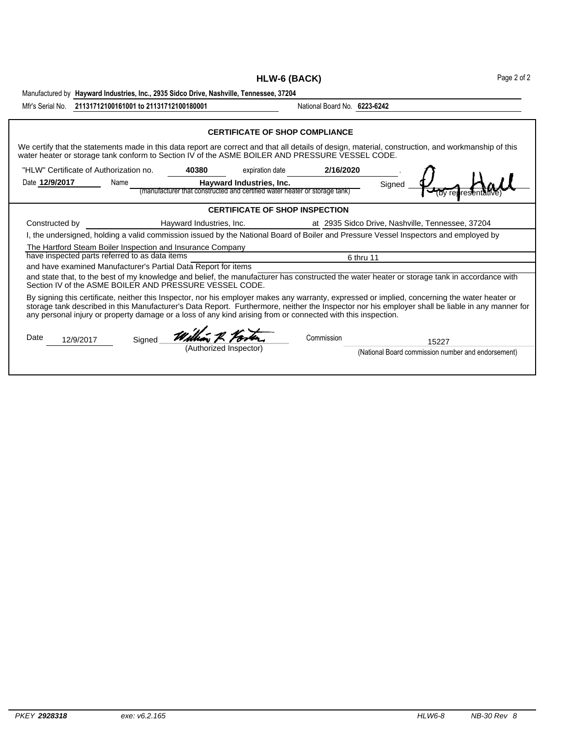# HLW-6 (BACK)

Manufactured by **Hayward Industries, Inc., 2935 Sidco Drive, Nashville, Tennessee, 37204**

Mfr's Serial No. **21131712100161001 to 21131712100180001** National Board No. **6223-6242**

## CERTIFICATE OF SHOP COMPLIANCE

We certify that the statements made in this data report are correct and that all details of design, material, construction, and workmanship of this water heater or storage tank conform to Section IV of the ASME BOILER AND PRESSURE VESSEL CODE.

"HLW" Certificate of Authorization no. **40380** expiration date **2/16/2020** .

Date **12/9/2017** Name **Hayward Industries, Inc.** (manufacturer that constructed and certified water heater or storage tank) Signed (by representative)

## CERTIFICATE OF SHOP INSPECTION

Constructed by Hayward Industries, Inc. at 2935 Sidco Drive, Nashville, Tennessee, 37204

I, the undersigned, holding a valid commission issued by the National Board of Boiler and Pressure Vessel Inspectors and employed by The Hartford Steam Boiler Inspection and Insurance Company

have inspected parts referred to as data items 6 thru 11

and have examined Manufacturer's Partial Data Report for items

and state that, to the best of my knowledge and belief, the manufacturer has constructed the water heater or storage tank in accordance with Section IV of the ASME BOILER AND PRESSURE VESSEL CODE.

By signing this certificate, neither this Inspector, nor his employer makes any warranty, expressed or implied, concerning the water heater or storage tank described in this Manufacturer's Data Report. Furthermore, neither the Inspector nor his employer shall be liable in any manner for any personal injury or property damage or a loss of any kind arising from or connected with this inspection.

Date 12/9/2017 Signed (Authorized Inspector) Commission 15227 (National Board commission number and endorsement)

PKEY 2928318 exe: v6.2.165 HLW6-8 NB-30 Rev 8